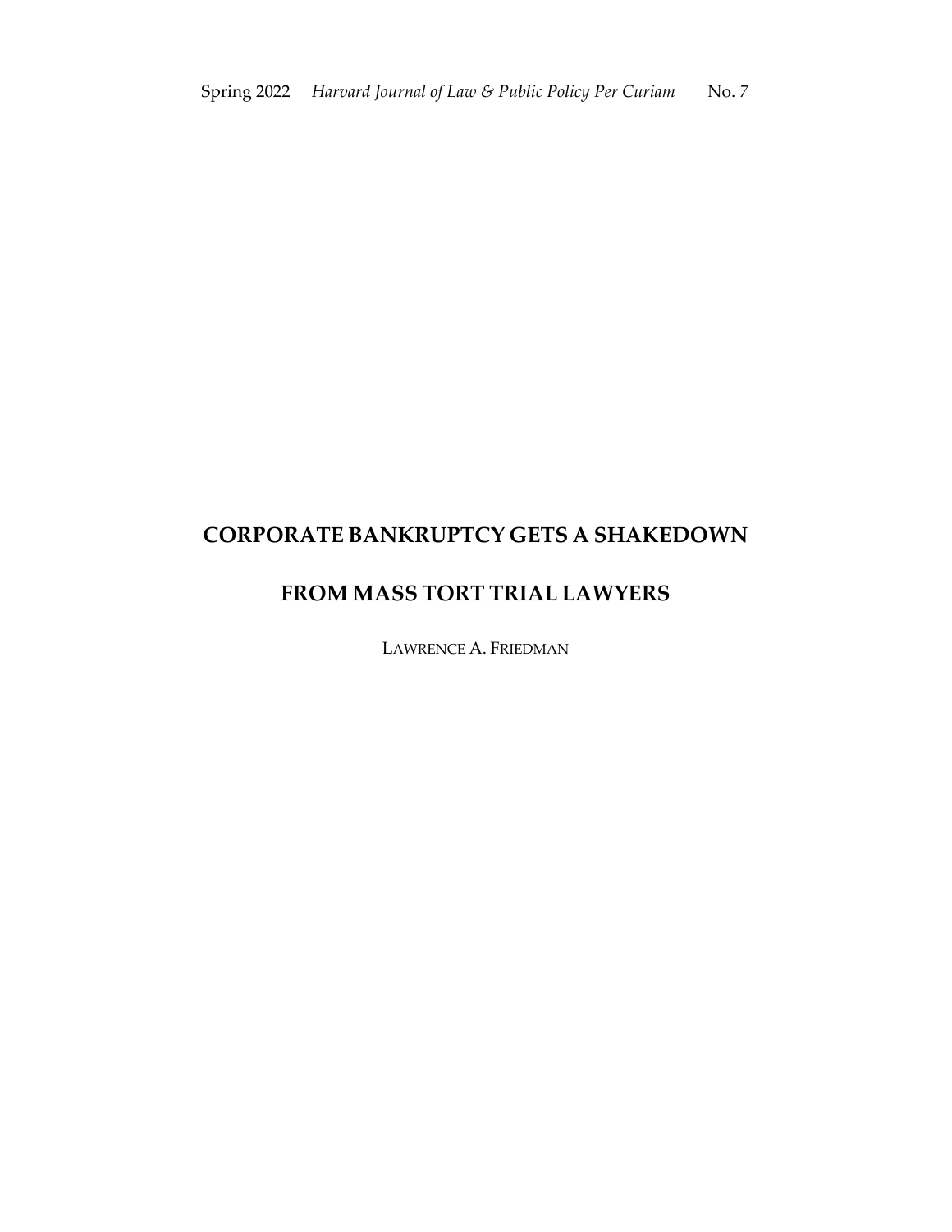# CORPORATE BANKRUPTCY GETS A SHAKEDOWN FROM MASS TORT TRIAL LAWYERS

LAWRENCE A. FRIEDMAN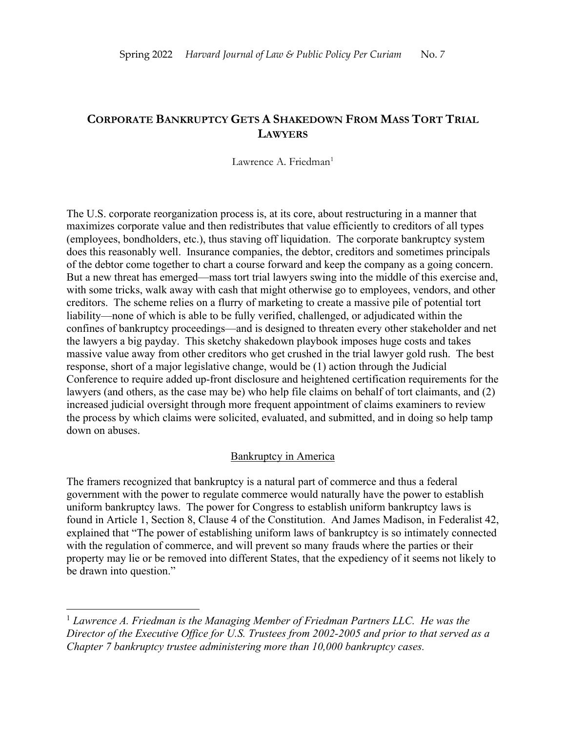# CORPORATE BANKRUPTCY GETS A SHAKEDOWN FROM MASS TORT TRIAL LAWYERS

Lawrence A. Friedman[1]

The U.S. corporate reorganization process is, at its core, about restructuring in a manner that maximizes corporate value and then redistributes that value efficiently to creditors of all types (employees, bondholders, etc.), thus staving off liquidation. The corporate bankruptcy system does this reasonably well. Insurance companies, the debtor, creditors and sometimes principals of the debtor come together to chart a course forward and keep the company as a going concern. But a new threat has emerged—mass tort trial lawyers swing into the middle of this exercise and, with some tricks, walk away with cash that might otherwise go to employees, vendors, and other creditors. The scheme relies on a flurry of marketing to create a massive pile of potential tort liability—none of which is able to be fully verified, challenged, or adjudicated within the confines of bankruptcy proceedings—and is designed to threaten every other stakeholder and net the lawyers a big payday. This sketchy shakedown playbook imposes huge costs and takes massive value away from other creditors who get crushed in the trial lawyer gold rush. The best response, short of a major legislative change, would be (1) action through the Judicial Conference to require added up-front disclosure and heightened certification requirements for the lawyers (and others, as the case may be) who help file claims on behalf of tort claimants, and (2) increased judicial oversight through more frequent appointment of claims examiners to review the process by which claims were solicited, evaluated, and submitted, and in doing so help tamp down on abuses.

## Bankruptcy in America

The framers recognized that bankruptcy is a natural part of commerce and thus a federal government with the power to regulate commerce would naturally have the power to establish uniform bankruptcy laws. The power for Congress to establish uniform bankruptcy laws is found in Article 1, Section 8, Clause 4 of the Constitution. And James Madison, in Federalist 42, explained that "The power of establishing uniform laws of bankruptcy is so intimately connected with the regulation of commerce, and will prevent so many frauds where the parties or their property may lie or be removed into different States, that the expediency of it seems not likely to be drawn into question."

---

[1] *Lawrence A. Friedman is the Managing Member of Friedman Partners LLC. He was the Director of the Executive Office for U.S. Trustees from 2002-2005 and prior to that served as a Chapter 7 bankruptcy trustee administering more than 10,000 bankruptcy cases.*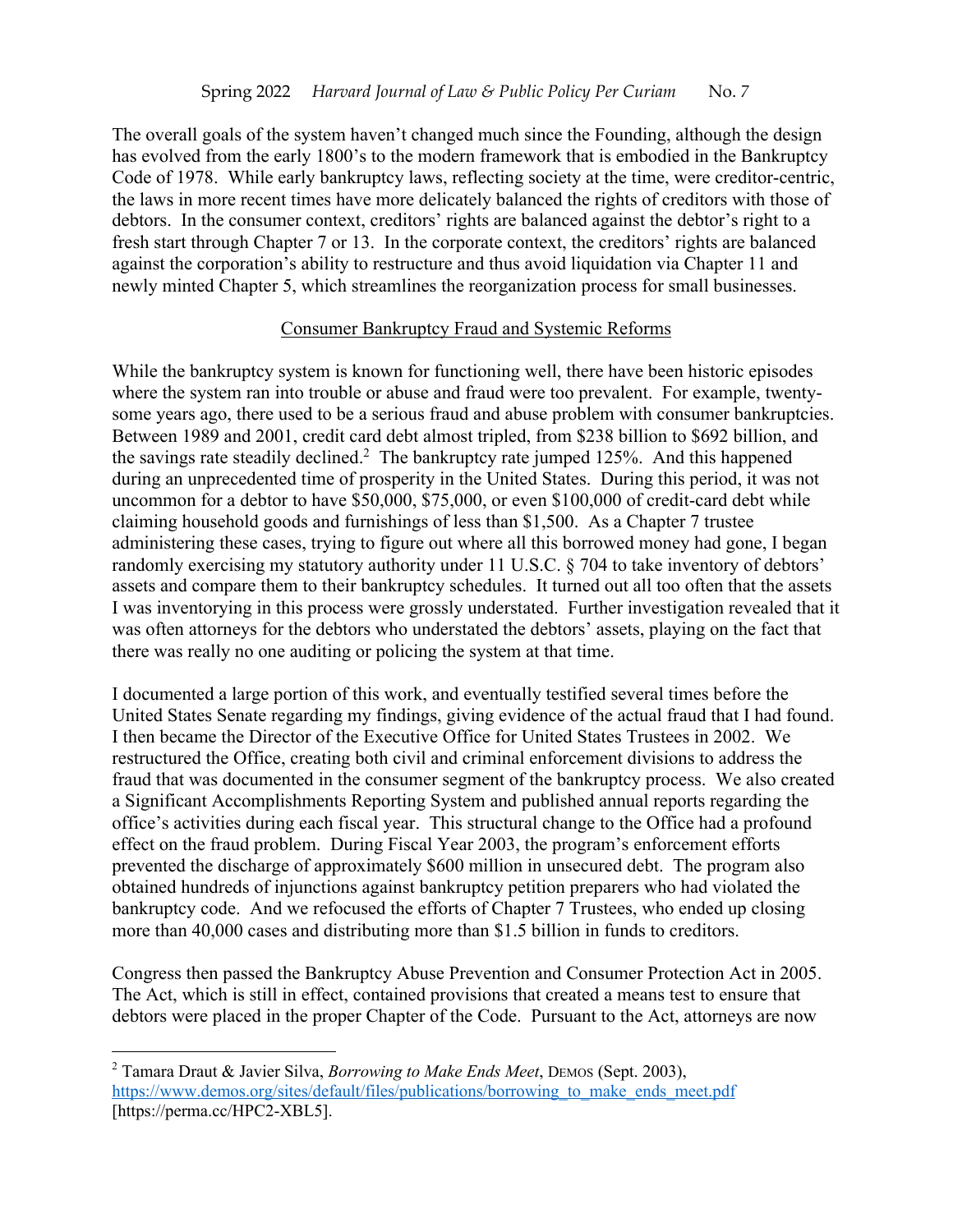The overall goals of the system haven't changed much since the Founding, although the design has evolved from the early 1800's to the modern framework that is embodied in the Bankruptcy Code of 1978. While early bankruptcy laws, reflecting society at the time, were creditor-centric, the laws in more recent times have more delicately balanced the rights of creditors with those of debtors. In the consumer context, creditors' rights are balanced against the debtor's right to a fresh start through Chapter 7 or 13. In the corporate context, the creditors' rights are balanced against the corporation's ability to restructure and thus avoid liquidation via Chapter 11 and newly minted Chapter 5, which streamlines the reorganization process for small businesses.

## Consumer Bankruptcy Fraud and Systemic Reforms

While the bankruptcy system is known for functioning well, there have been historic episodes where the system ran into trouble or abuse and fraud were too prevalent. For example, twenty-some years ago, there used to be a serious fraud and abuse problem with consumer bankruptcies. Between 1989 and 2001, credit card debt almost tripled, from $238 billion to $692 billion, and the savings rate steadily declined.[2] The bankruptcy rate jumped 125%. And this happened during an unprecedented time of prosperity in the United States. During this period, it was not uncommon for a debtor to have $50,000, $75,000, or even $100,000 of credit-card debt while claiming household goods and furnishings of less than $1,500. As a Chapter 7 trustee administering these cases, trying to figure out where all this borrowed money had gone, I began randomly exercising my statutory authority under 11 U.S.C. § 704 to take inventory of debtors' assets and compare them to their bankruptcy schedules. It turned out all too often that the assets I was inventorying in this process were grossly understated. Further investigation revealed that it was often attorneys for the debtors who understated the debtors' assets, playing on the fact that there was really no one auditing or policing the system at that time.

I documented a large portion of this work, and eventually testified several times before the United States Senate regarding my findings, giving evidence of the actual fraud that I had found. I then became the Director of the Executive Office for United States Trustees in 2002. We restructured the Office, creating both civil and criminal enforcement divisions to address the fraud that was documented in the consumer segment of the bankruptcy process. We also created a Significant Accomplishments Reporting System and published annual reports regarding the office's activities during each fiscal year. This structural change to the Office had a profound effect on the fraud problem. During Fiscal Year 2003, the program's enforcement efforts prevented the discharge of approximately $600 million in unsecured debt. The program also obtained hundreds of injunctions against bankruptcy petition preparers who had violated the bankruptcy code. And we refocused the efforts of Chapter 7 Trustees, who ended up closing more than 40,000 cases and distributing more than $1.5 billion in funds to creditors.

Congress then passed the Bankruptcy Abuse Prevention and Consumer Protection Act in 2005. The Act, which is still in effect, contained provisions that created a means test to ensure that debtors were placed in the proper Chapter of the Code. Pursuant to the Act, attorneys are now

---

[2] Tamara Draut & Javier Silva, *Borrowing to Make Ends Meet*, DEMOS (Sept. 2003), https://www.demos.org/sites/default/files/publications/borrowing_to_make_ends_meet.pdf [https://perma.cc/HPC2-XBL5].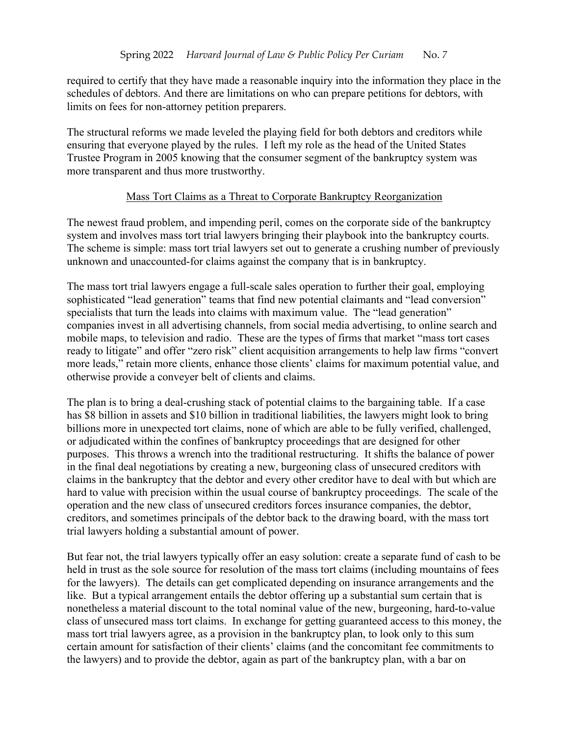required to certify that they have made a reasonable inquiry into the information they place in the schedules of debtors. And there are limitations on who can prepare petitions for debtors, with limits on fees for non-attorney petition preparers.

The structural reforms we made leveled the playing field for both debtors and creditors while ensuring that everyone played by the rules. I left my role as the head of the United States Trustee Program in 2005 knowing that the consumer segment of the bankruptcy system was more transparent and thus more trustworthy.

## Mass Tort Claims as a Threat to Corporate Bankruptcy Reorganization

The newest fraud problem, and impending peril, comes on the corporate side of the bankruptcy system and involves mass tort trial lawyers bringing their playbook into the bankruptcy courts. The scheme is simple: mass tort trial lawyers set out to generate a crushing number of previously unknown and unaccounted-for claims against the company that is in bankruptcy.

The mass tort trial lawyers engage a full-scale sales operation to further their goal, employing sophisticated "lead generation" teams that find new potential claimants and "lead conversion" specialists that turn the leads into claims with maximum value. The "lead generation" companies invest in all advertising channels, from social media advertising, to online search and mobile maps, to television and radio. These are the types of firms that market "mass tort cases ready to litigate" and offer "zero risk" client acquisition arrangements to help law firms "convert more leads," retain more clients, enhance those clients' claims for maximum potential value, and otherwise provide a conveyer belt of clients and claims.

The plan is to bring a deal-crushing stack of potential claims to the bargaining table. If a case has $8 billion in assets and $10 billion in traditional liabilities, the lawyers might look to bring billions more in unexpected tort claims, none of which are able to be fully verified, challenged, or adjudicated within the confines of bankruptcy proceedings that are designed for other purposes. This throws a wrench into the traditional restructuring. It shifts the balance of power in the final deal negotiations by creating a new, burgeoning class of unsecured creditors with claims in the bankruptcy that the debtor and every other creditor have to deal with but which are hard to value with precision within the usual course of bankruptcy proceedings. The scale of the operation and the new class of unsecured creditors forces insurance companies, the debtor, creditors, and sometimes principals of the debtor back to the drawing board, with the mass tort trial lawyers holding a substantial amount of power.

But fear not, the trial lawyers typically offer an easy solution: create a separate fund of cash to be held in trust as the sole source for resolution of the mass tort claims (including mountains of fees for the lawyers). The details can get complicated depending on insurance arrangements and the like. But a typical arrangement entails the debtor offering up a substantial sum certain that is nonetheless a material discount to the total nominal value of the new, burgeoning, hard-to-value class of unsecured mass tort claims. In exchange for getting guaranteed access to this money, the mass tort trial lawyers agree, as a provision in the bankruptcy plan, to look only to this sum certain amount for satisfaction of their clients' claims (and the concomitant fee commitments to the lawyers) and to provide the debtor, again as part of the bankruptcy plan, with a bar on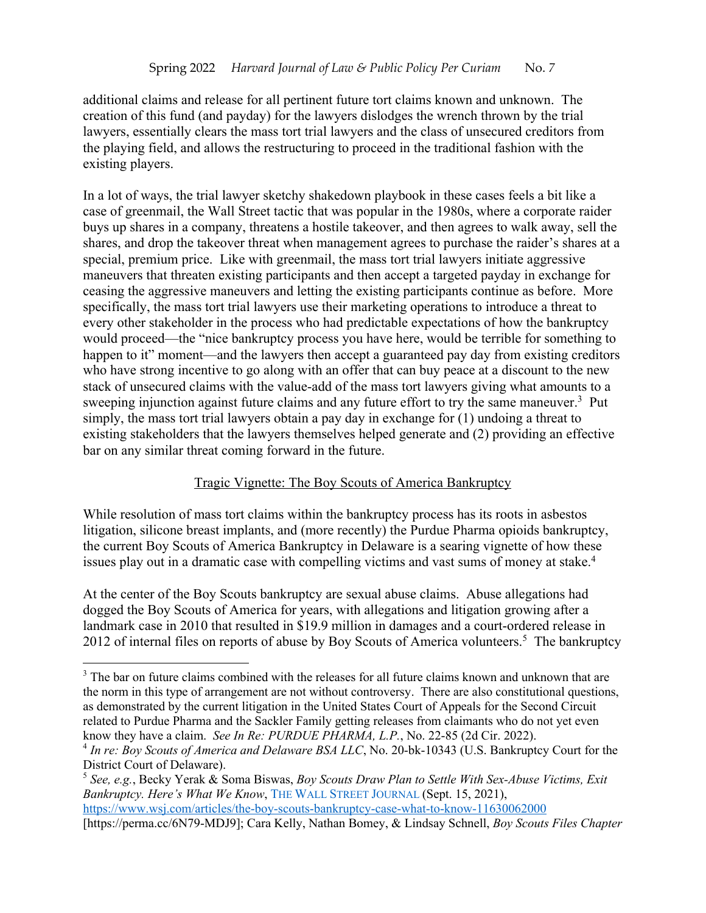additional claims and release for all pertinent future tort claims known and unknown. The creation of this fund (and payday) for the lawyers dislodges the wrench thrown by the trial lawyers, essentially clears the mass tort trial lawyers and the class of unsecured creditors from the playing field, and allows the restructuring to proceed in the traditional fashion with the existing players.

In a lot of ways, the trial lawyer sketchy shakedown playbook in these cases feels a bit like a case of greenmail, the Wall Street tactic that was popular in the 1980s, where a corporate raider buys up shares in a company, threatens a hostile takeover, and then agrees to walk away, sell the shares, and drop the takeover threat when management agrees to purchase the raider's shares at a special, premium price. Like with greenmail, the mass tort trial lawyers initiate aggressive maneuvers that threaten existing participants and then accept a targeted payday in exchange for ceasing the aggressive maneuvers and letting the existing participants continue as before. More specifically, the mass tort trial lawyers use their marketing operations to introduce a threat to every other stakeholder in the process who had predictable expectations of how the bankruptcy would proceed—the "nice bankruptcy process you have here, would be terrible for something to happen to it" moment—and the lawyers then accept a guaranteed pay day from existing creditors who have strong incentive to go along with an offer that can buy peace at a discount to the new stack of unsecured claims with the value-add of the mass tort lawyers giving what amounts to a sweeping injunction against future claims and any future effort to try the same maneuver.[3] Put simply, the mass tort trial lawyers obtain a pay day in exchange for (1) undoing a threat to existing stakeholders that the lawyers themselves helped generate and (2) providing an effective bar on any similar threat coming forward in the future.

## Tragic Vignette: The Boy Scouts of America Bankruptcy

While resolution of mass tort claims within the bankruptcy process has its roots in asbestos litigation, silicone breast implants, and (more recently) the Purdue Pharma opioids bankruptcy, the current Boy Scouts of America Bankruptcy in Delaware is a searing vignette of how these issues play out in a dramatic case with compelling victims and vast sums of money at stake.[4]

At the center of the Boy Scouts bankruptcy are sexual abuse claims. Abuse allegations had dogged the Boy Scouts of America for years, with allegations and litigation growing after a landmark case in 2010 that resulted in $19.9 million in damages and a court-ordered release in 2012 of internal files on reports of abuse by Boy Scouts of America volunteers.[5] The bankruptcy

---

[3] The bar on future claims combined with the releases for all future claims known and unknown that are the norm in this type of arrangement are not without controversy. There are also constitutional questions, as demonstrated by the current litigation in the United States Court of Appeals for the Second Circuit related to Purdue Pharma and the Sackler Family getting releases from claimants who do not yet even know they have a claim. *See In Re: PURDUE PHARMA, L.P.*, No. 22-85 (2d Cir. 2022).

[4] *In re: Boy Scouts of America and Delaware BSA LLC*, No. 20-bk-10343 (U.S. Bankruptcy Court for the District Court of Delaware).

[5] *See, e.g.*, Becky Yerak & Soma Biswas, *Boy Scouts Draw Plan to Settle With Sex-Abuse Victims, Exit Bankruptcy. Here's What We Know*, THE WALL STREET JOURNAL (Sept. 15, 2021), https://www.wsj.com/articles/the-boy-scouts-bankruptcy-case-what-to-know-11630062000 [https://perma.cc/6N79-MDJ9]; Cara Kelly, Nathan Bomey, & Lindsay Schnell, *Boy Scouts Files Chapter*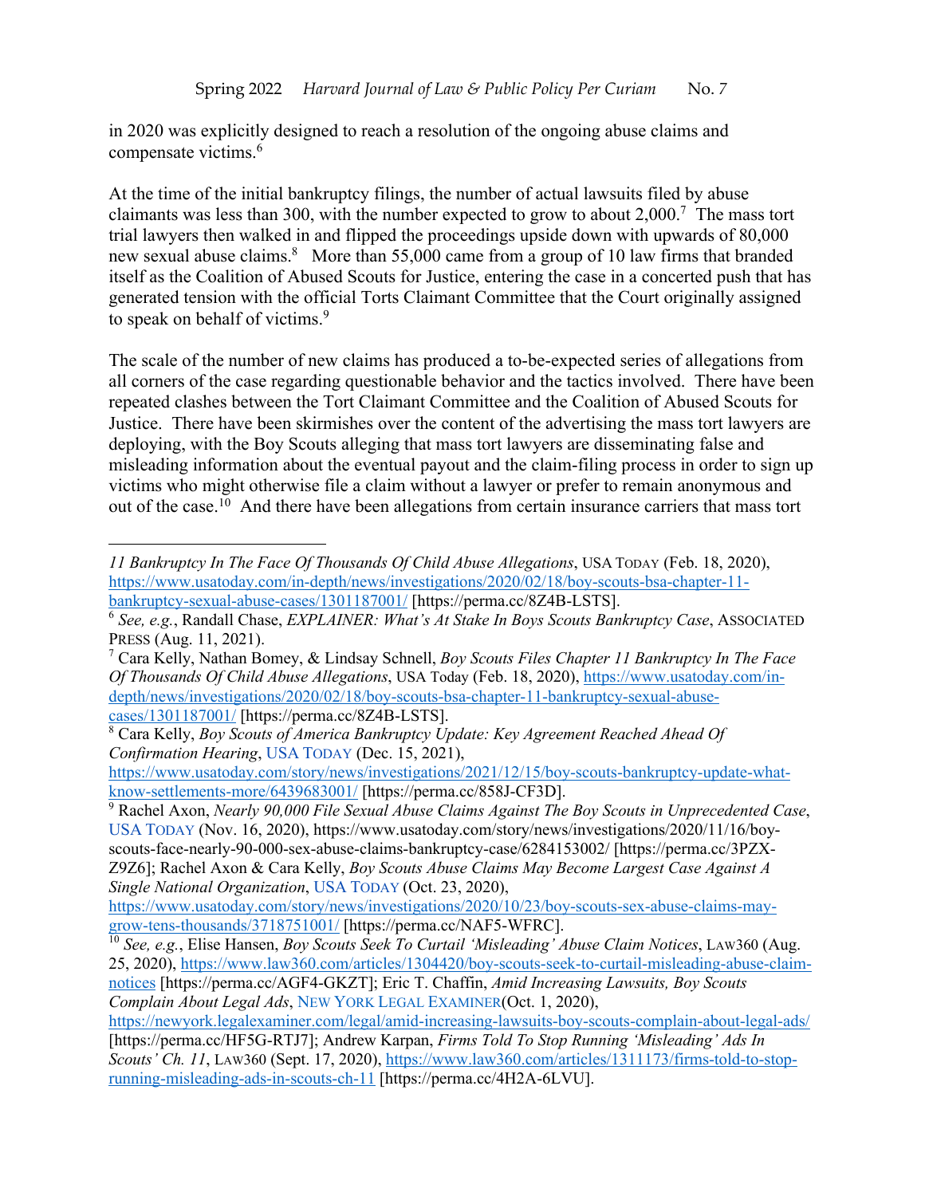in 2020 was explicitly designed to reach a resolution of the ongoing abuse claims and compensate victims.[6]

At the time of the initial bankruptcy filings, the number of actual lawsuits filed by abuse claimants was less than 300, with the number expected to grow to about 2,000.[7] The mass tort trial lawyers then walked in and flipped the proceedings upside down with upwards of 80,000 new sexual abuse claims.[8] More than 55,000 came from a group of 10 law firms that branded itself as the Coalition of Abused Scouts for Justice, entering the case in a concerted push that has generated tension with the official Torts Claimant Committee that the Court originally assigned to speak on behalf of victims.[9]

The scale of the number of new claims has produced a to-be-expected series of allegations from all corners of the case regarding questionable behavior and the tactics involved. There have been repeated clashes between the Tort Claimant Committee and the Coalition of Abused Scouts for Justice. There have been skirmishes over the content of the advertising the mass tort lawyers are deploying, with the Boy Scouts alleging that mass tort lawyers are disseminating false and misleading information about the eventual payout and the claim-filing process in order to sign up victims who might otherwise file a claim without a lawyer or prefer to remain anonymous and out of the case.[10] And there have been allegations from certain insurance carriers that mass tort

---

*11 Bankruptcy In The Face Of Thousands Of Child Abuse Allegations*, USA TODAY (Feb. 18, 2020), https://www.usatoday.com/in-depth/news/investigations/2020/02/18/boy-scouts-bsa-chapter-11-bankruptcy-sexual-abuse-cases/1301187001/ [https://perma.cc/8Z4B-LSTS].

[6] *See, e.g.*, Randall Chase, *EXPLAINER: What's At Stake In Boys Scouts Bankruptcy Case*, ASSOCIATED PRESS (Aug. 11, 2021).

[7] Cara Kelly, Nathan Bomey, & Lindsay Schnell, *Boy Scouts Files Chapter 11 Bankruptcy In The Face Of Thousands Of Child Abuse Allegations*, USA Today (Feb. 18, 2020), https://www.usatoday.com/in-depth/news/investigations/2020/02/18/boy-scouts-bsa-chapter-11-bankruptcy-sexual-abuse-cases/1301187001/ [https://perma.cc/8Z4B-LSTS].

[8] Cara Kelly, *Boy Scouts of America Bankruptcy Update: Key Agreement Reached Ahead Of Confirmation Hearing*, USA TODAY (Dec. 15, 2021), https://www.usatoday.com/story/news/investigations/2021/12/15/boy-scouts-bankruptcy-update-what-know-settlements-more/6439683001/ [https://perma.cc/858J-CF3D].

[9] Rachel Axon, *Nearly 90,000 File Sexual Abuse Claims Against The Boy Scouts in Unprecedented Case*, USA TODAY (Nov. 16, 2020), https://www.usatoday.com/story/news/investigations/2020/11/16/boy-scouts-face-nearly-90-000-sex-abuse-claims-bankruptcy-case/6284153002/ [https://perma.cc/3PZX-Z9Z6]; Rachel Axon & Cara Kelly, *Boy Scouts Abuse Claims May Become Largest Case Against A Single National Organization*, USA TODAY (Oct. 23, 2020), https://www.usatoday.com/story/news/investigations/2020/10/23/boy-scouts-sex-abuse-claims-may-grow-tens-thousands/3718751001/ [https://perma.cc/NAF5-WFRC].

[10] *See, e.g.*, Elise Hansen, *Boy Scouts Seek To Curtail 'Misleading' Abuse Claim Notices*, LAW360 (Aug. 25, 2020), https://www.law360.com/articles/1304420/boy-scouts-seek-to-curtail-misleading-abuse-claim-notices [https://perma.cc/AGF4-GKZT]; Eric T. Chaffin, *Amid Increasing Lawsuits, Boy Scouts Complain About Legal Ads*, NEW YORK LEGAL EXAMINER(Oct. 1, 2020), https://newyork.legalexaminer.com/legal/amid-increasing-lawsuits-boy-scouts-complain-about-legal-ads/ [https://perma.cc/HF5G-RTJ7]; Andrew Karpan, *Firms Told To Stop Running 'Misleading' Ads In Scouts' Ch. 11*, LAW360 (Sept. 17, 2020), https://www.law360.com/articles/1311173/firms-told-to-stop-running-misleading-ads-in-scouts-ch-11 [https://perma.cc/4H2A-6LVU].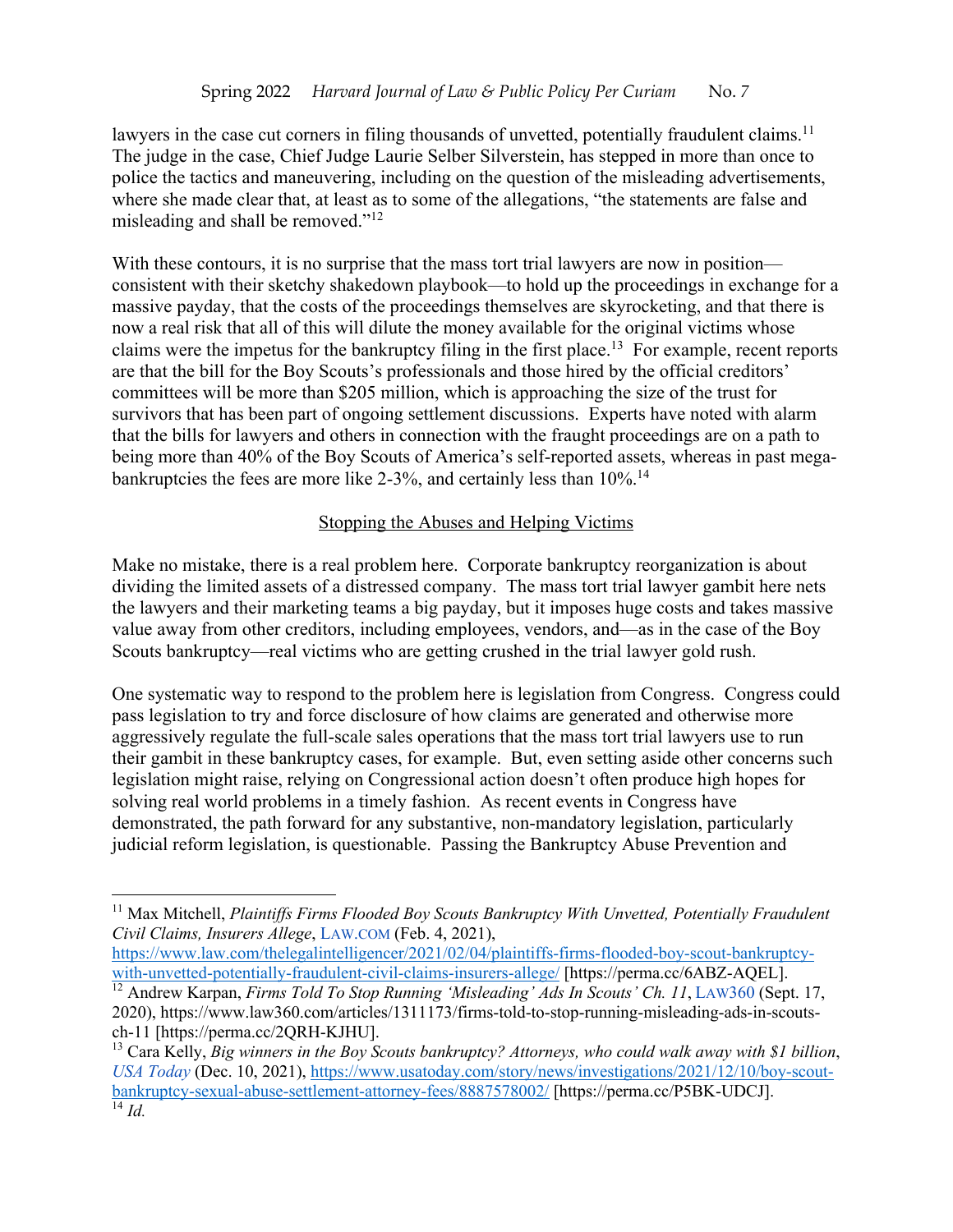lawyers in the case cut corners in filing thousands of unvetted, potentially fraudulent claims.[11] The judge in the case, Chief Judge Laurie Selber Silverstein, has stepped in more than once to police the tactics and maneuvering, including on the question of the misleading advertisements, where she made clear that, at least as to some of the allegations, "the statements are false and misleading and shall be removed."[12]

With these contours, it is no surprise that the mass tort trial lawyers are now in position—consistent with their sketchy shakedown playbook—to hold up the proceedings in exchange for a massive payday, that the costs of the proceedings themselves are skyrocketing, and that there is now a real risk that all of this will dilute the money available for the original victims whose claims were the impetus for the bankruptcy filing in the first place.[13] For example, recent reports are that the bill for the Boy Scouts's professionals and those hired by the official creditors' committees will be more than $205 million, which is approaching the size of the trust for survivors that has been part of ongoing settlement discussions. Experts have noted with alarm that the bills for lawyers and others in connection with the fraught proceedings are on a path to being more than 40% of the Boy Scouts of America's self-reported assets, whereas in past mega-bankruptcies the fees are more like 2-3%, and certainly less than 10%.[14]

## Stopping the Abuses and Helping Victims

Make no mistake, there is a real problem here. Corporate bankruptcy reorganization is about dividing the limited assets of a distressed company. The mass tort trial lawyer gambit here nets the lawyers and their marketing teams a big payday, but it imposes huge costs and takes massive value away from other creditors, including employees, vendors, and—as in the case of the Boy Scouts bankruptcy—real victims who are getting crushed in the trial lawyer gold rush.

One systematic way to respond to the problem here is legislation from Congress. Congress could pass legislation to try and force disclosure of how claims are generated and otherwise more aggressively regulate the full-scale sales operations that the mass tort trial lawyers use to run their gambit in these bankruptcy cases, for example. But, even setting aside other concerns such legislation might raise, relying on Congressional action doesn't often produce high hopes for solving real world problems in a timely fashion. As recent events in Congress have demonstrated, the path forward for any substantive, non-mandatory legislation, particularly judicial reform legislation, is questionable. Passing the Bankruptcy Abuse Prevention and

---

[11] Max Mitchell, *Plaintiffs Firms Flooded Boy Scouts Bankruptcy With Unvetted, Potentially Fraudulent Civil Claims, Insurers Allege*, LAW.COM (Feb. 4, 2021), https://www.law.com/thelegalintelligencer/2021/02/04/plaintiffs-firms-flooded-boy-scout-bankruptcy-with-unvetted-potentially-fraudulent-civil-claims-insurers-allege/ [https://perma.cc/6ABZ-AQEL].

[12] Andrew Karpan, *Firms Told To Stop Running 'Misleading' Ads In Scouts' Ch. 11*, LAW360 (Sept. 17, 2020), https://www.law360.com/articles/1311173/firms-told-to-stop-running-misleading-ads-in-scouts-ch-11 [https://perma.cc/2QRH-KJHU].

[13] Cara Kelly, *Big winners in the Boy Scouts bankruptcy? Attorneys, who could walk away with $1 billion*, *USA Today* (Dec. 10, 2021), https://www.usatoday.com/story/news/investigations/2021/12/10/boy-scout-bankruptcy-sexual-abuse-settlement-attorney-fees/8887578002/ [https://perma.cc/P5BK-UDCJ].

[14] *Id.*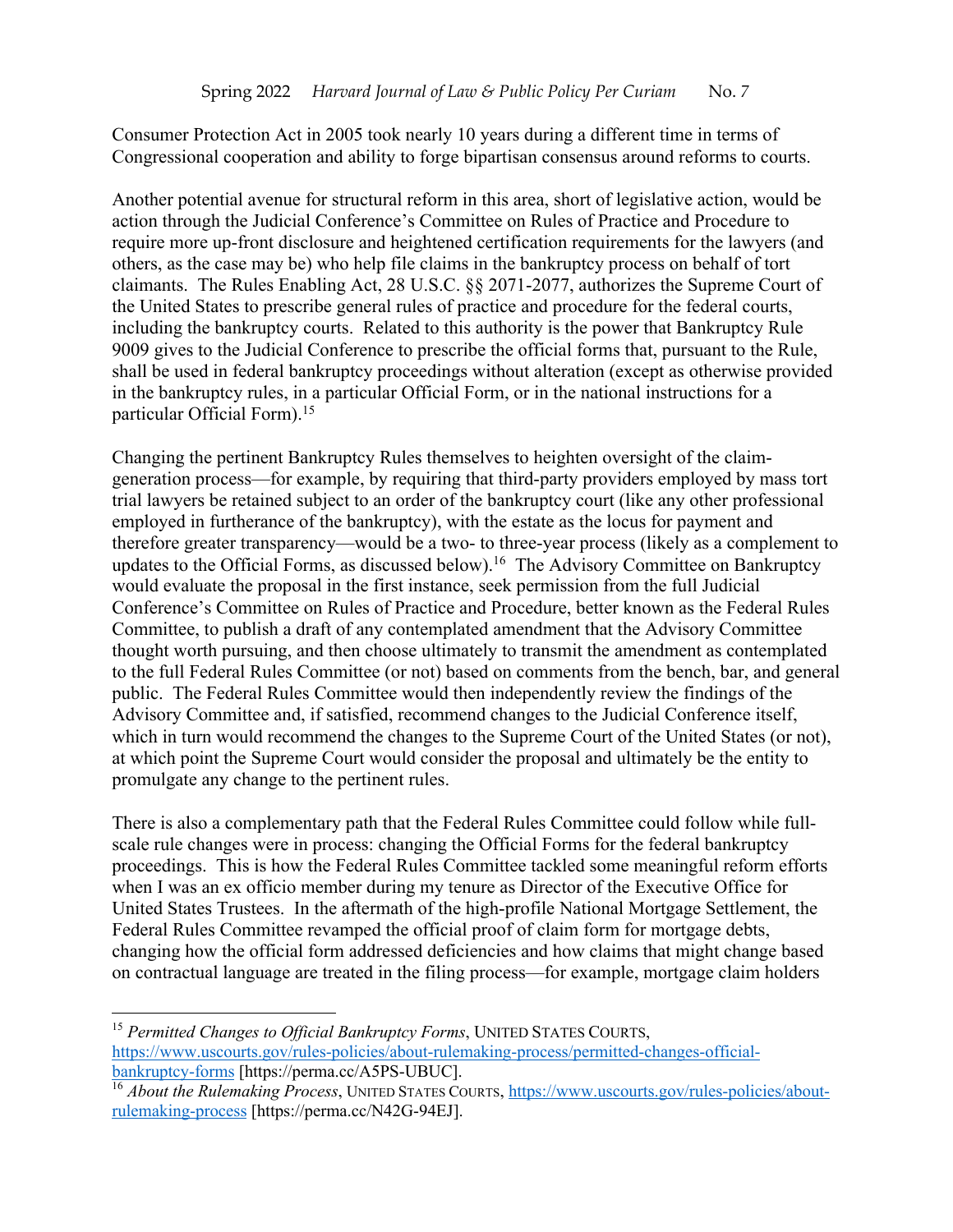Consumer Protection Act in 2005 took nearly 10 years during a different time in terms of Congressional cooperation and ability to forge bipartisan consensus around reforms to courts.

Another potential avenue for structural reform in this area, short of legislative action, would be action through the Judicial Conference's Committee on Rules of Practice and Procedure to require more up-front disclosure and heightened certification requirements for the lawyers (and others, as the case may be) who help file claims in the bankruptcy process on behalf of tort claimants. The Rules Enabling Act, 28 U.S.C. §§ 2071-2077, authorizes the Supreme Court of the United States to prescribe general rules of practice and procedure for the federal courts, including the bankruptcy courts. Related to this authority is the power that Bankruptcy Rule 9009 gives to the Judicial Conference to prescribe the official forms that, pursuant to the Rule, shall be used in federal bankruptcy proceedings without alteration (except as otherwise provided in the bankruptcy rules, in a particular Official Form, or in the national instructions for a particular Official Form).[15]

Changing the pertinent Bankruptcy Rules themselves to heighten oversight of the claim-generation process—for example, by requiring that third-party providers employed by mass tort trial lawyers be retained subject to an order of the bankruptcy court (like any other professional employed in furtherance of the bankruptcy), with the estate as the locus for payment and therefore greater transparency—would be a two- to three-year process (likely as a complement to updates to the Official Forms, as discussed below).[16] The Advisory Committee on Bankruptcy would evaluate the proposal in the first instance, seek permission from the full Judicial Conference's Committee on Rules of Practice and Procedure, better known as the Federal Rules Committee, to publish a draft of any contemplated amendment that the Advisory Committee thought worth pursuing, and then choose ultimately to transmit the amendment as contemplated to the full Federal Rules Committee (or not) based on comments from the bench, bar, and general public. The Federal Rules Committee would then independently review the findings of the Advisory Committee and, if satisfied, recommend changes to the Judicial Conference itself, which in turn would recommend the changes to the Supreme Court of the United States (or not), at which point the Supreme Court would consider the proposal and ultimately be the entity to promulgate any change to the pertinent rules.

There is also a complementary path that the Federal Rules Committee could follow while full-scale rule changes were in process: changing the Official Forms for the federal bankruptcy proceedings. This is how the Federal Rules Committee tackled some meaningful reform efforts when I was an ex officio member during my tenure as Director of the Executive Office for United States Trustees. In the aftermath of the high-profile National Mortgage Settlement, the Federal Rules Committee revamped the official proof of claim form for mortgage debts, changing how the official form addressed deficiencies and how claims that might change based on contractual language are treated in the filing process—for example, mortgage claim holders

---

[15] *Permitted Changes to Official Bankruptcy Forms*, UNITED STATES COURTS, https://www.uscourts.gov/rules-policies/about-rulemaking-process/permitted-changes-official-bankruptcy-forms [https://perma.cc/A5PS-UBUC].

[16] *About the Rulemaking Process*, UNITED STATES COURTS, https://www.uscourts.gov/rules-policies/about-rulemaking-process [https://perma.cc/N42G-94EJ].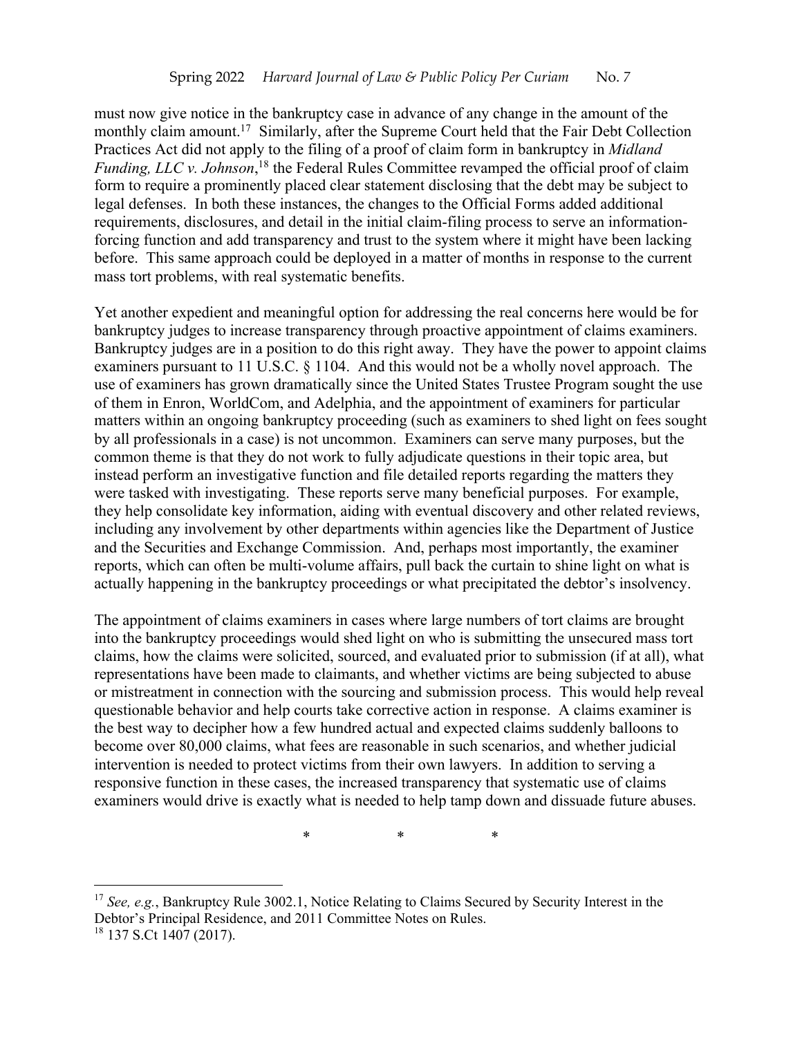must now give notice in the bankruptcy case in advance of any change in the amount of the monthly claim amount.[17] Similarly, after the Supreme Court held that the Fair Debt Collection Practices Act did not apply to the filing of a proof of claim form in bankruptcy in *Midland Funding, LLC v. Johnson*,[18] the Federal Rules Committee revamped the official proof of claim form to require a prominently placed clear statement disclosing that the debt may be subject to legal defenses. In both these instances, the changes to the Official Forms added additional requirements, disclosures, and detail in the initial claim-filing process to serve an information-forcing function and add transparency and trust to the system where it might have been lacking before. This same approach could be deployed in a matter of months in response to the current mass tort problems, with real systematic benefits.

Yet another expedient and meaningful option for addressing the real concerns here would be for bankruptcy judges to increase transparency through proactive appointment of claims examiners. Bankruptcy judges are in a position to do this right away. They have the power to appoint claims examiners pursuant to 11 U.S.C. § 1104. And this would not be a wholly novel approach. The use of examiners has grown dramatically since the United States Trustee Program sought the use of them in Enron, WorldCom, and Adelphia, and the appointment of examiners for particular matters within an ongoing bankruptcy proceeding (such as examiners to shed light on fees sought by all professionals in a case) is not uncommon. Examiners can serve many purposes, but the common theme is that they do not work to fully adjudicate questions in their topic area, but instead perform an investigative function and file detailed reports regarding the matters they were tasked with investigating. These reports serve many beneficial purposes. For example, they help consolidate key information, aiding with eventual discovery and other related reviews, including any involvement by other departments within agencies like the Department of Justice and the Securities and Exchange Commission. And, perhaps most importantly, the examiner reports, which can often be multi-volume affairs, pull back the curtain to shine light on what is actually happening in the bankruptcy proceedings or what precipitated the debtor's insolvency.

The appointment of claims examiners in cases where large numbers of tort claims are brought into the bankruptcy proceedings would shed light on who is submitting the unsecured mass tort claims, how the claims were solicited, sourced, and evaluated prior to submission (if at all), what representations have been made to claimants, and whether victims are being subjected to abuse or mistreatment in connection with the sourcing and submission process. This would help reveal questionable behavior and help courts take corrective action in response. A claims examiner is the best way to decipher how a few hundred actual and expected claims suddenly balloons to become over 80,000 claims, what fees are reasonable in such scenarios, and whether judicial intervention is needed to protect victims from their own lawyers. In addition to serving a responsive function in these cases, the increased transparency that systematic use of claims examiners would drive is exactly what is needed to help tamp down and dissuade future abuses.

\*   \*   \*

---

[17] *See, e.g.*, Bankruptcy Rule 3002.1, Notice Relating to Claims Secured by Security Interest in the Debtor's Principal Residence, and 2011 Committee Notes on Rules.

[18] 137 S.Ct 1407 (2017).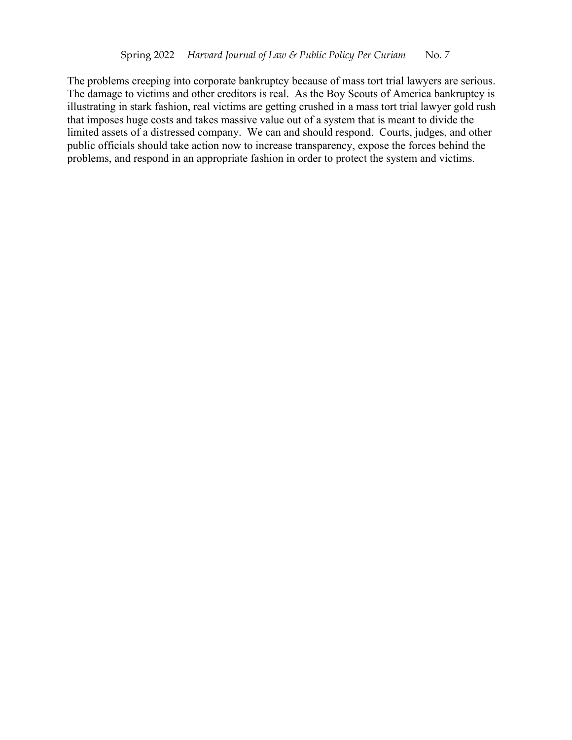The problems creeping into corporate bankruptcy because of mass tort trial lawyers are serious. The damage to victims and other creditors is real. As the Boy Scouts of America bankruptcy is illustrating in stark fashion, real victims are getting crushed in a mass tort trial lawyer gold rush that imposes huge costs and takes massive value out of a system that is meant to divide the limited assets of a distressed company. We can and should respond. Courts, judges, and other public officials should take action now to increase transparency, expose the forces behind the problems, and respond in an appropriate fashion in order to protect the system and victims.